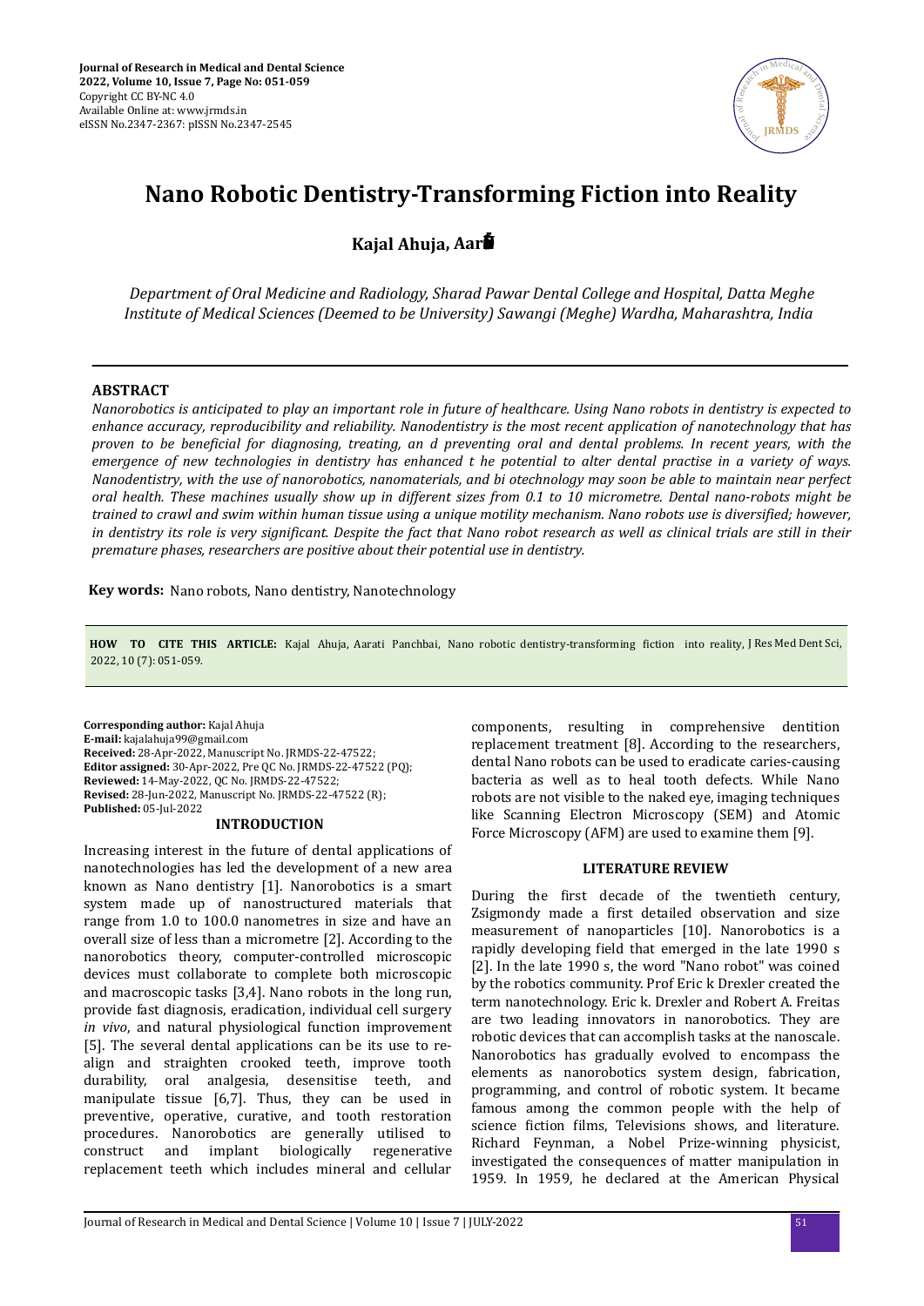Journal of Research in Medical and Dental Science
2022, Volume 10, Issue 7, Page No: 051-059
Copyright CC BY-NC 4.0
Available Online at: www.jrmds.in
eISSN No.2347-2367: pISSN No.2347-2545

# Nano Robotic Dentistry-Transforming Fiction into Reality

**Kajal Ahuja, Aarti**

*Department of Oral Medicine and Radiology, Sharad Pawar Dental College and Hospital, Datta Meghe Institute of Medical Sciences (Deemed to be University) Sawangi (Meghe) Wardha, Maharashtra, India*

## ABSTRACT

*Nanorobotics is anticipated to play an important role in future of healthcare. Using Nano robots in dentistry is expected to enhance accuracy, reproducibility and reliability. Nanodentistry is the most recent application of nanotechnology that has proven to be beneficial for diagnosing, treating, an d preventing oral and dental problems. In recent years, with the emergence of new technologies in dentistry has enhanced t he potential to alter dental practise in a variety of ways. Nanodentistry, with the use of nanorobotics, nanomaterials, and bi otechnology may soon be able to maintain near perfect oral health. These machines usually show up in different sizes from 0.1 to 10 micrometre. Dental nano-robots might be trained to crawl and swim within human tissue using a unique motility mechanism. Nano robots use is diversified; however, in dentistry its role is very significant. Despite the fact that Nano robot research as well as clinical trials are still in their premature phases, researchers are positive about their potential use in dentistry.*

**Key words:** Nano robots, Nano dentistry, Nanotechnology

**HOW TO CITE THIS ARTICLE:** Kajal Ahuja, Aarati Panchbai, Nano robotic dentistry-transforming fiction into reality, J Res Med Dent Sci, 2022, 10 (7): 051-059.

**Corresponding author:** Kajal Ahuja
**E-mail:** kajalahuja99@gmail.com
**Received:** 28-Apr-2022, Manuscript No. JRMDS-22-47522;
**Editor assigned:** 30-Apr-2022, Pre QC No. JRMDS-22-47522 (PQ);
**Reviewed:** 14-May-2022, QC No. JRMDS-22-47522;
**Revised:** 28-Jun-2022, Manuscript No. JRMDS-22-47522 (R);
**Published:** 05-Jul-2022

## INTRODUCTION

Increasing interest in the future of dental applications of nanotechnologies has led the development of a new area known as Nano dentistry [1]. Nanorobotics is a smart system made up of nanostructured materials that range from 1.0 to 100.0 nanometres in size and have an overall size of less than a micrometre [2]. According to the nanorobotics theory, computer-controlled microscopic devices must collaborate to complete both microscopic and macroscopic tasks [3,4]. Nano robots in the long run, provide fast diagnosis, eradication, individual cell surgery *in vivo*, and natural physiological function improvement [5]. The several dental applications can be its use to re-align and straighten crooked teeth, improve tooth durability, oral analgesia, desensitise teeth, and manipulate tissue [6,7]. Thus, they can be used in preventive, operative, curative, and tooth restoration procedures. Nanorobotics are generally utilised to construct and implant biologically regenerative replacement teeth which includes mineral and cellular components, resulting in comprehensive dentition replacement treatment [8]. According to the researchers, dental Nano robots can be used to eradicate caries-causing bacteria as well as to heal tooth defects. While Nano robots are not visible to the naked eye, imaging techniques like Scanning Electron Microscopy (SEM) and Atomic Force Microscopy (AFM) are used to examine them [9].

## LITERATURE REVIEW

During the first decade of the twentieth century, Zsigmondy made a first detailed observation and size measurement of nanoparticles [10]. Nanorobotics is a rapidly developing field that emerged in the late 1990 s [2]. In the late 1990 s, the word "Nano robot" was coined by the robotics community. Prof Eric k Drexler created the term nanotechnology. Eric k. Drexler and Robert A. Freitas are two leading innovators in nanorobotics. They are robotic devices that can accomplish tasks at the nanoscale. Nanorobotics has gradually evolved to encompass the elements as nanorobotics system design, fabrication, programming, and control of robotic system. It became famous among the common people with the help of science fiction films, Televisions shows, and literature. Richard Feynman, a Nobel Prize-winning physicist, investigated the consequences of matter manipulation in 1959. In 1959, he declared at the American Physical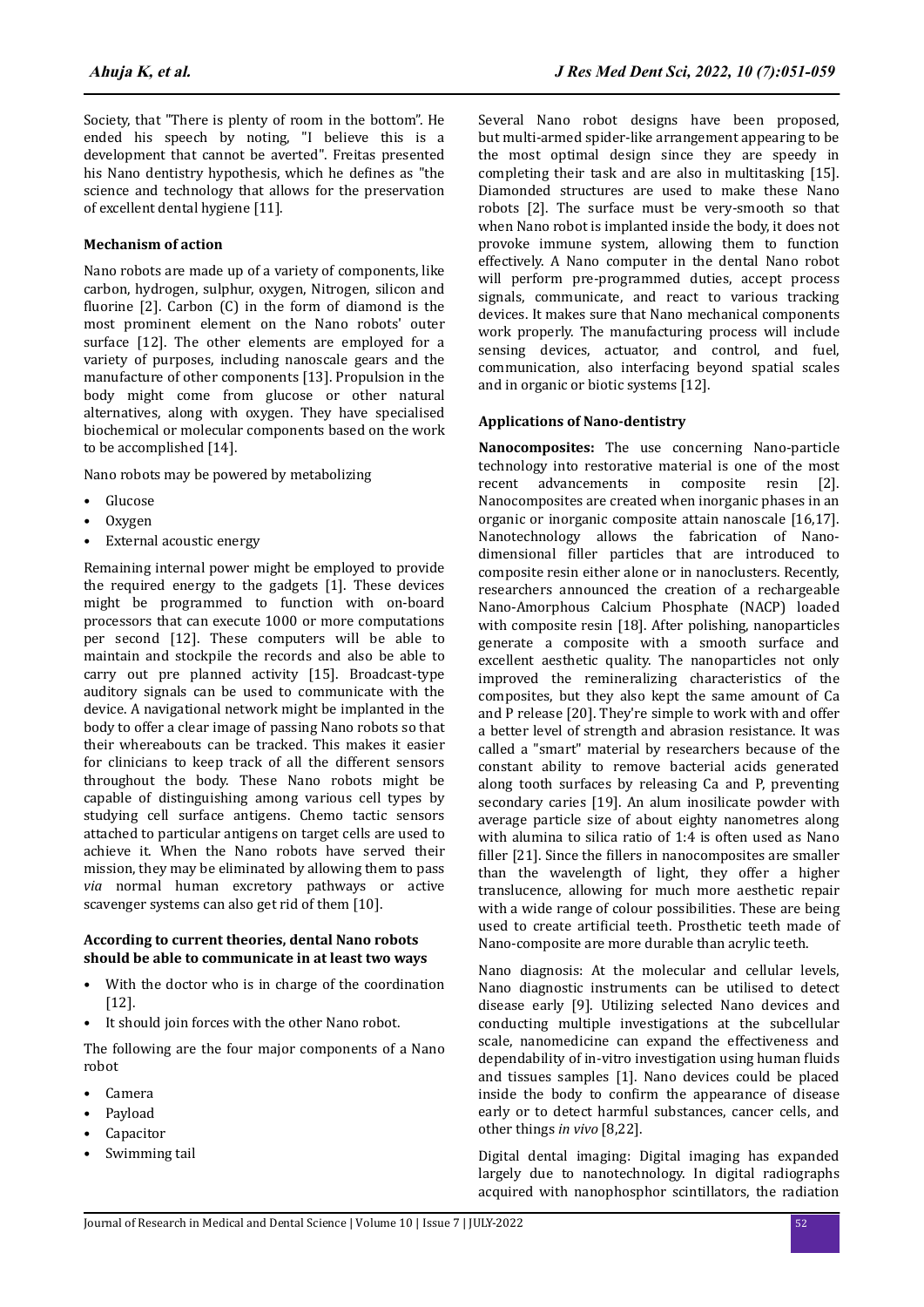Society, that "There is plenty of room in the bottom". He ended his speech by noting, "I believe this is a development that cannot be averted". Freitas presented his Nano dentistry hypothesis, which he defines as "the science and technology that allows for the preservation of excellent dental hygiene [11].

**Mechanism of action**

Nano robots are made up of a variety of components, like carbon, hydrogen, sulphur, oxygen, Nitrogen, silicon and fluorine [2]. Carbon (C) in the form of diamond is the most prominent element on the Nano robots' outer surface [12]. The other elements are employed for a variety of purposes, including nanoscale gears and the manufacture of other components [13]. Propulsion in the body might come from glucose or other natural alternatives, along with oxygen. They have specialised biochemical or molecular components based on the work to be accomplished [14].

Nano robots may be powered by metabolizing

- Glucose
- Oxygen
- External acoustic energy

Remaining internal power might be employed to provide the required energy to the gadgets [1]. These devices might be programmed to function with on-board processors that can execute 1000 or more computations per second [12]. These computers will be able to maintain and stockpile the records and also be able to carry out pre planned activity [15]. Broadcast-type auditory signals can be used to communicate with the device. A navigational network might be implanted in the body to offer a clear image of passing Nano robots so that their whereabouts can be tracked. This makes it easier for clinicians to keep track of all the different sensors throughout the body. These Nano robots might be capable of distinguishing among various cell types by studying cell surface antigens. Chemo tactic sensors attached to particular antigens on target cells are used to achieve it. When the Nano robots have served their mission, they may be eliminated by allowing them to pass *via* normal human excretory pathways or active scavenger systems can also get rid of them [10].

**According to current theories, dental Nano robots should be able to communicate in at least two ways**

- With the doctor who is in charge of the coordination [12].
- It should join forces with the other Nano robot.

The following are the four major components of a Nano robot

- Camera
- Payload
- Capacitor
- Swimming tail

Several Nano robot designs have been proposed, but multi-armed spider-like arrangement appearing to be the most optimal design since they are speedy in completing their task and are also in multitasking [15]. Diamonded structures are used to make these Nano robots [2]. The surface must be very-smooth so that when Nano robot is implanted inside the body, it does not provoke immune system, allowing them to function effectively. A Nano computer in the dental Nano robot will perform pre-programmed duties, accept process signals, communicate, and react to various tracking devices. It makes sure that Nano mechanical components work properly. The manufacturing process will include sensing devices, actuator, and control, and fuel, communication, also interfacing beyond spatial scales and in organic or biotic systems [12].

**Applications of Nano-dentistry**

**Nanocomposites:** The use concerning Nano-particle technology into restorative material is one of the most recent advancements in composite resin [2]. Nanocomposites are created when inorganic phases in an organic or inorganic composite attain nanoscale [16,17]. Nanotechnology allows the fabrication of Nano-dimensional filler particles that are introduced to composite resin either alone or in nanoclusters. Recently, researchers announced the creation of a rechargeable Nano-Amorphous Calcium Phosphate (NACP) loaded with composite resin [18]. After polishing, nanoparticles generate a composite with a smooth surface and excellent aesthetic quality. The nanoparticles not only improved the remineralizing characteristics of the composites, but they also kept the same amount of Ca and P release [20]. They're simple to work with and offer a better level of strength and abrasion resistance. It was called a "smart" material by researchers because of the constant ability to remove bacterial acids generated along tooth surfaces by releasing Ca and P, preventing secondary caries [19]. An alum inosilicate powder with average particle size of about eighty nanometres along with alumina to silica ratio of 1:4 is often used as Nano filler [21]. Since the fillers in nanocomposites are smaller than the wavelength of light, they offer a higher translucence, allowing for much more aesthetic repair with a wide range of colour possibilities. These are being used to create artificial teeth. Prosthetic teeth made of Nano-composite are more durable than acrylic teeth.

Nano diagnosis: At the molecular and cellular levels, Nano diagnostic instruments can be utilised to detect disease early [9]. Utilizing selected Nano devices and conducting multiple investigations at the subcellular scale, nanomedicine can expand the effectiveness and dependability of in-vitro investigation using human fluids and tissues samples [1]. Nano devices could be placed inside the body to confirm the appearance of disease early or to detect harmful substances, cancer cells, and other things *in vivo* [8,22].

Digital dental imaging: Digital imaging has expanded largely due to nanotechnology. In digital radiographs acquired with nanophosphor scintillators, the radiation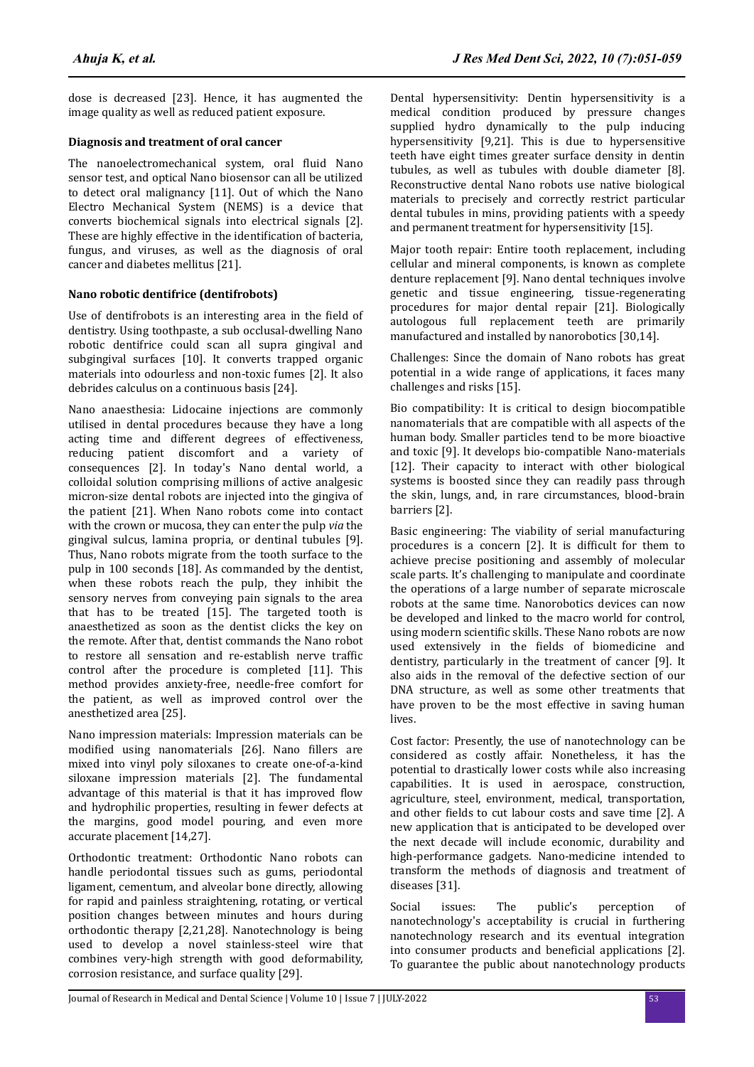dose is decreased [23]. Hence, it has augmented the image quality as well as reduced patient exposure.

**Diagnosis and treatment of oral cancer**

The nanoelectromechanical system, oral fluid Nano sensor test, and optical Nano biosensor can all be utilized to detect oral malignancy [11]. Out of which the Nano Electro Mechanical System (NEMS) is a device that converts biochemical signals into electrical signals [2]. These are highly effective in the identification of bacteria, fungus, and viruses, as well as the diagnosis of oral cancer and diabetes mellitus [21].

**Nano robotic dentifrice (dentifrobots)**

Use of dentifrobots is an interesting area in the field of dentistry. Using toothpaste, a sub occlusal-dwelling Nano robotic dentifrice could scan all supra gingival and subgingival surfaces [10]. It converts trapped organic materials into odourless and non-toxic fumes [2]. It also debrides calculus on a continuous basis [24].

Nano anaesthesia: Lidocaine injections are commonly utilised in dental procedures because they have a long acting time and different degrees of effectiveness, reducing patient discomfort and a variety of consequences [2]. In today's Nano dental world, a colloidal solution comprising millions of active analgesic micron-size dental robots are injected into the gingiva of the patient [21]. When Nano robots come into contact with the crown or mucosa, they can enter the pulp *via* the gingival sulcus, lamina propria, or dentinal tubules [9]. Thus, Nano robots migrate from the tooth surface to the pulp in 100 seconds [18]. As commanded by the dentist, when these robots reach the pulp, they inhibit the sensory nerves from conveying pain signals to the area that has to be treated [15]. The targeted tooth is anaesthetized as soon as the dentist clicks the key on the remote. After that, dentist commands the Nano robot to restore all sensation and re-establish nerve traffic control after the procedure is completed [11]. This method provides anxiety-free, needle-free comfort for the patient, as well as improved control over the anesthetized area [25].

Nano impression materials: Impression materials can be modified using nanomaterials [26]. Nano fillers are mixed into vinyl poly siloxanes to create one-of-a-kind siloxane impression materials [2]. The fundamental advantage of this material is that it has improved flow and hydrophilic properties, resulting in fewer defects at the margins, good model pouring, and even more accurate placement [14,27].

Orthodontic treatment: Orthodontic Nano robots can handle periodontal tissues such as gums, periodontal ligament, cementum, and alveolar bone directly, allowing for rapid and painless straightening, rotating, or vertical position changes between minutes and hours during orthodontic therapy [2,21,28]. Nanotechnology is being used to develop a novel stainless-steel wire that combines very-high strength with good deformability, corrosion resistance, and surface quality [29].

Dental hypersensitivity: Dentin hypersensitivity is a medical condition produced by pressure changes supplied hydro dynamically to the pulp inducing hypersensitivity [9,21]. This is due to hypersensitive teeth have eight times greater surface density in dentin tubules, as well as tubules with double diameter [8]. Reconstructive dental Nano robots use native biological materials to precisely and correctly restrict particular dental tubules in mins, providing patients with a speedy and permanent treatment for hypersensitivity [15].

Major tooth repair: Entire tooth replacement, including cellular and mineral components, is known as complete denture replacement [9]. Nano dental techniques involve genetic and tissue engineering, tissue-regenerating procedures for major dental repair [21]. Biologically autologous full replacement teeth are primarily manufactured and installed by nanorobotics [30,14].

Challenges: Since the domain of Nano robots has great potential in a wide range of applications, it faces many challenges and risks [15].

Bio compatibility: It is critical to design biocompatible nanomaterials that are compatible with all aspects of the human body. Smaller particles tend to be more bioactive and toxic [9]. It develops bio-compatible Nano-materials [12]. Their capacity to interact with other biological systems is boosted since they can readily pass through the skin, lungs, and, in rare circumstances, blood-brain barriers [2].

Basic engineering: The viability of serial manufacturing procedures is a concern [2]. It is difficult for them to achieve precise positioning and assembly of molecular scale parts. It's challenging to manipulate and coordinate the operations of a large number of separate microscale robots at the same time. Nanorobotics devices can now be developed and linked to the macro world for control, using modern scientific skills. These Nano robots are now used extensively in the fields of biomedicine and dentistry, particularly in the treatment of cancer [9]. It also aids in the removal of the defective section of our DNA structure, as well as some other treatments that have proven to be the most effective in saving human lives.

Cost factor: Presently, the use of nanotechnology can be considered as costly affair. Nonetheless, it has the potential to drastically lower costs while also increasing capabilities. It is used in aerospace, construction, agriculture, steel, environment, medical, transportation, and other fields to cut labour costs and save time [2]. A new application that is anticipated to be developed over the next decade will include economic, durability and high-performance gadgets. Nano-medicine intended to transform the methods of diagnosis and treatment of diseases [31].

Social issues: The public's perception of nanotechnology's acceptability is crucial in furthering nanotechnology research and its eventual integration into consumer products and beneficial applications [2]. To guarantee the public about nanotechnology products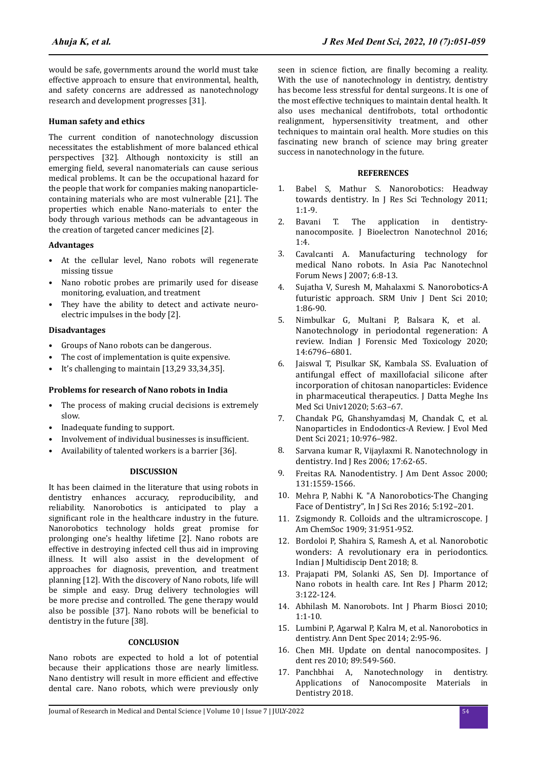would be safe, governments around the world must take effective approach to ensure that environmental, health, and safety concerns are addressed as nanotechnology research and development progresses [31].

### Human safety and ethics

The current condition of nanotechnology discussion necessitates the establishment of more balanced ethical perspectives [32]. Although nontoxicity is still an emerging field, several nanomaterials can cause serious medical problems. It can be the occupational hazard for the people that work for companies making nanoparticle-containing materials who are most vulnerable [21]. The properties which enable Nano-materials to enter the body through various methods can be advantageous in the creation of targeted cancer medicines [2].

### Advantages

- At the cellular level, Nano robots will regenerate missing tissue
- Nano robotic probes are primarily used for disease monitoring, evaluation, and treatment
- They have the ability to detect and activate neuro-electric impulses in the body [2].

### Disadvantages

- Groups of Nano robots can be dangerous.
- The cost of implementation is quite expensive.
- It's challenging to maintain [13,29 33,34,35].

### Problems for research of Nano robots in India

- The process of making crucial decisions is extremely slow.
- Inadequate funding to support.
- Involvement of individual businesses is insufficient.
- Availability of talented workers is a barrier [36].

## DISCUSSION

It has been claimed in the literature that using robots in dentistry enhances accuracy, reproducibility, and reliability. Nanorobotics is anticipated to play a significant role in the healthcare industry in the future. Nanorobotics technology holds great promise for prolonging one's healthy lifetime [2]. Nano robots are effective in destroying infected cell thus aid in improving illness. It will also assist in the development of approaches for diagnosis, prevention, and treatment planning [12]. With the discovery of Nano robots, life will be simple and easy. Drug delivery technologies will be more precise and controlled. The gene therapy would also be possible [37]. Nano robots will be beneficial to dentistry in the future [38].

## CONCLUSION

Nano robots are expected to hold a lot of potential because their applications those are nearly limitless. Nano dentistry will result in more efficient and effective dental care. Nano robots, which were previously only seen in science fiction, are finally becoming a reality. With the use of nanotechnology in dentistry, dentistry has become less stressful for dental surgeons. It is one of the most effective techniques to maintain dental health. It also uses mechanical dentifrobots, total orthodontic realignment, hypersensitivity treatment, and other techniques to maintain oral health. More studies on this fascinating new branch of science may bring greater success in nanotechnology in the future.

## REFERENCES

1. Babel S, Mathur S. Nanorobotics: Headway towards dentistry. In J Res Sci Technology 2011; 1:1-9.
2. Bavani T. The application in dentistry-nanocomposite. J Bioelectron Nanotechnol 2016; 1:4.
3. Cavalcanti A. Manufacturing technology for medical Nano robots. In Asia Pac Nanotechnol Forum News J 2007; 6:8-13.
4. Sujatha V, Suresh M, Mahalaxmi S. Nanorobotics-A futuristic approach. SRM Univ J Dent Sci 2010; 1:86-90.
5. Nimbulkar G, Multani P, Balsara K, et al. Nanotechnology in periodontal regeneration: A review. Indian J Forensic Med Toxicology 2020; 14:6796–6801.
6. Jaiswal T, Pisulkar SK, Kambala SS. Evaluation of antifungal effect of maxillofacial silicone after incorporation of chitosan nanoparticles: Evidence in pharmaceutical therapeutics. J Datta Meghe Ins Med Sci Univ12020; 5:63–67.
7. Chandak PG, Ghanshyamdasj M, Chandak C, et al. Nanoparticles in Endodontics-A Review. J Evol Med Dent Sci 2021; 10:976–982.
8. Sarvana kumar R, Vijaylaxmi R. Nanotechnology in dentistry. Ind J Res 2006; 17:62-65.
9. Freitas RA. Nanodentistry. J Am Dent Assoc 2000; 131:1559-1566.
10. Mehra P, Nabhi K. "A Nanorobotics-The Changing Face of Dentistry", In J Sci Res 2016; 5:192–201.
11. Zsigmondy R. Colloids and the ultramicroscope. J Am ChemSoc 1909; 31:951-952.
12. Bordoloi P, Shahira S, Ramesh A, et al. Nanorobotic wonders: A revolutionary era in periodontics. Indian J Multidiscip Dent 2018; 8.
13. Prajapati PM, Solanki AS, Sen DJ. Importance of Nano robots in health care. Int Res J Pharm 2012; 3:122-124.
14. Abhilash M. Nanorobots. Int J Pharm Biosci 2010; 1:1-10.
15. Lumbini P, Agarwal P, Kalra M, et al. Nanorobotics in dentistry. Ann Dent Spec 2014; 2:95-96.
16. Chen MH. Update on dental nanocomposites. J dent res 2010; 89:549-560.
17. Panchbhai A, Nanotechnology in dentistry. Applications of Nanocomposite Materials in Dentistry 2018.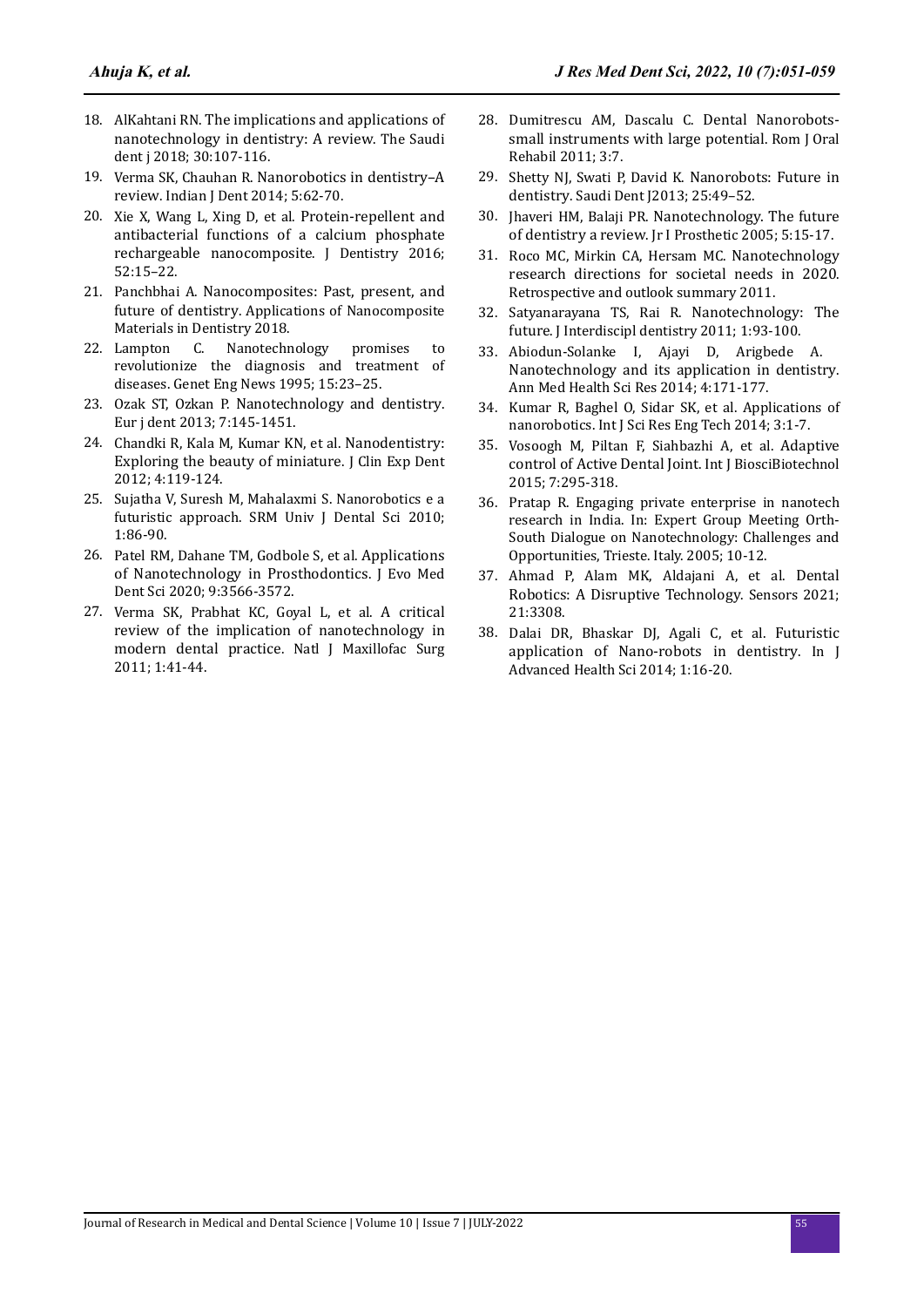18. AlKahtani RN. The implications and applications of nanotechnology in dentistry: A review. The Saudi dent j 2018; 30:107-116.
19. Verma SK, Chauhan R. Nanorobotics in dentistry–A review. Indian J Dent 2014; 5:62-70.
20. Xie X, Wang L, Xing D, et al. Protein-repellent and antibacterial functions of a calcium phosphate rechargeable nanocomposite. J Dentistry 2016; 52:15–22.
21. Panchbhai A. Nanocomposites: Past, present, and future of dentistry. Applications of Nanocomposite Materials in Dentistry 2018.
22. Lampton C. Nanotechnology promises to revolutionize the diagnosis and treatment of diseases. Genet Eng News 1995; 15:23–25.
23. Ozak ST, Ozkan P. Nanotechnology and dentistry. Eur j dent 2013; 7:145-1451.
24. Chandki R, Kala M, Kumar KN, et al. Nanodentistry: Exploring the beauty of miniature. J Clin Exp Dent 2012; 4:119-124.
25. Sujatha V, Suresh M, Mahalaxmi S. Nanorobotics e a futuristic approach. SRM Univ J Dental Sci 2010; 1:86-90.
26. Patel RM, Dahane TM, Godbole S, et al. Applications of Nanotechnology in Prosthodontics. J Evo Med Dent Sci 2020; 9:3566-3572.
27. Verma SK, Prabhat KC, Goyal L, et al. A critical review of the implication of nanotechnology in modern dental practice. Natl J Maxillofac Surg 2011; 1:41-44.
28. Dumitrescu AM, Dascalu C. Dental Nanorobots-small instruments with large potential. Rom J Oral Rehabil 2011; 3:7.
29. Shetty NJ, Swati P, David K. Nanorobots: Future in dentistry. Saudi Dent J2013; 25:49–52.
30. Jhaveri HM, Balaji PR. Nanotechnology. The future of dentistry a review. Jr I Prosthetic 2005; 5:15-17.
31. Roco MC, Mirkin CA, Hersam MC. Nanotechnology research directions for societal needs in 2020. Retrospective and outlook summary 2011.
32. Satyanarayana TS, Rai R. Nanotechnology: The future. J Interdiscipl dentistry 2011; 1:93-100.
33. Abiodun-Solanke I, Ajayi D, Arigbede A. Nanotechnology and its application in dentistry. Ann Med Health Sci Res 2014; 4:171-177.
34. Kumar R, Baghel O, Sidar SK, et al. Applications of nanorobotics. Int J Sci Res Eng Tech 2014; 3:1-7.
35. Vosoogh M, Piltan F, Siahbazhi A, et al. Adaptive control of Active Dental Joint. Int J BiosciBiotechnol 2015; 7:295-318.
36. Pratap R. Engaging private enterprise in nanotech research in India. In: Expert Group Meeting Orth-South Dialogue on Nanotechnology: Challenges and Opportunities, Trieste. Italy. 2005; 10-12.
37. Ahmad P, Alam MK, Aldajani A, et al. Dental Robotics: A Disruptive Technology. Sensors 2021; 21:3308.
38. Dalai DR, Bhaskar DJ, Agali C, et al. Futuristic application of Nano-robots in dentistry. In J Advanced Health Sci 2014; 1:16-20.